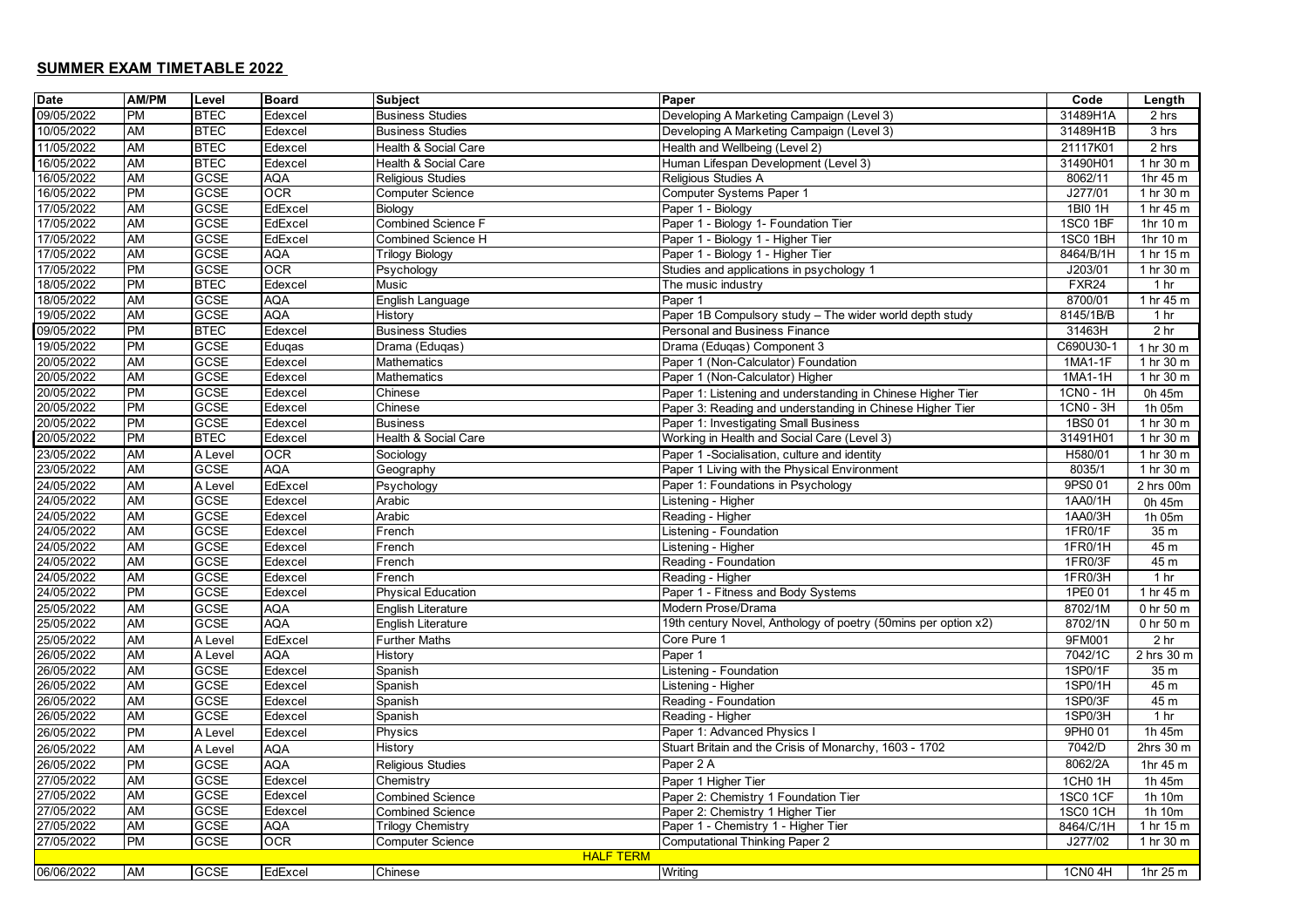## SUMMER EXAM TIMETABLE 2022

| Date | AM/PM | Level | Board | Subject | Paper | Code | Length |
|---|---|---|---|---|---|---|---|
| 09/05/2022 | PM | BTEC | Edexcel | Business Studies | Developing A Marketing Campaign (Level 3) | 31489H1A | 2 hrs |
| 10/05/2022 | AM | BTEC | Edexcel | Business Studies | Developing A Marketing Campaign (Level 3) | 31489H1B | 3 hrs |
| 11/05/2022 | AM | BTEC | Edexcel | Health & Social Care | Health and Wellbeing (Level 2) | 21117K01 | 2 hrs |
| 16/05/2022 | AM | BTEC | Edexcel | Health & Social Care | Human Lifespan Development (Level 3) | 31490H01 | 1 hr 30 m |
| 16/05/2022 | AM | GCSE | AQA | Religious Studies | Religious Studies A | 8062/11 | 1hr 45 m |
| 16/05/2022 | PM | GCSE | OCR | Computer Science | Computer Systems Paper 1 | J277/01 | 1 hr 30 m |
| 17/05/2022 | AM | GCSE | EdExcel | Biology | Paper 1 - Biology | 1BI0 1H | 1 hr 45 m |
| 17/05/2022 | AM | GCSE | EdExcel | Combined Science F | Paper 1 - Biology 1- Foundation Tier | 1SC0 1BF | 1hr 10 m |
| 17/05/2022 | AM | GCSE | EdExcel | Combined Science H | Paper 1 - Biology 1 - Higher Tier | 1SC0 1BH | 1hr 10 m |
| 17/05/2022 | AM | GCSE | AQA | Trilogy Biology | Paper 1 - Biology 1 - Higher Tier | 8464/B/1H | 1 hr 15 m |
| 17/05/2022 | PM | GCSE | OCR | Psychology | Studies and applications in psychology 1 | J203/01 | 1 hr 30 m |
| 18/05/2022 | PM | BTEC | Edexcel | Music | The music industry | FXR24 | 1 hr |
| 18/05/2022 | AM | GCSE | AQA | English Language | Paper 1 | 8700/01 | 1 hr 45 m |
| 19/05/2022 | AM | GCSE | AQA | History | Paper 1B Compulsory study – The wider world depth study | 8145/1B/B | 1 hr |
| 09/05/2022 | PM | BTEC | Edexcel | Business Studies | Personal and Business Finance | 31463H | 2 hr |
| 19/05/2022 | PM | GCSE | Eduqas | Drama (Eduqas) | Drama (Eduqas) Component 3 | C690U30-1 | 1 hr 30 m |
| 20/05/2022 | AM | GCSE | Edexcel | Mathematics | Paper 1 (Non-Calculator) Foundation | 1MA1-1F | 1 hr 30 m |
| 20/05/2022 | AM | GCSE | Edexcel | Mathematics | Paper 1 (Non-Calculator) Higher | 1MA1-1H | 1 hr 30 m |
| 20/05/2022 | PM | GCSE | Edexcel | Chinese | Paper 1: Listening and understanding in Chinese Higher Tier | 1CN0 - 1H | 0h 45m |
| 20/05/2022 | PM | GCSE | Edexcel | Chinese | Paper 3: Reading and understanding in Chinese Higher Tier | 1CN0 - 3H | 1h 05m |
| 20/05/2022 | PM | GCSE | Edexcel | Business | Paper 1: Investigating Small Business | 1BS0 01 | 1 hr 30 m |
| 20/05/2022 | PM | BTEC | Edexcel | Health & Social Care | Working in Health and Social Care (Level 3) | 31491H01 | 1 hr 30 m |
| 23/05/2022 | AM | A Level | OCR | Sociology | Paper 1 -Socialisation, culture and identity | H580/01 | 1 hr 30 m |
| 23/05/2022 | AM | GCSE | AQA | Geography | Paper 1 Living with the Physical Environment | 8035/1 | 1 hr 30 m |
| 24/05/2022 | AM | A Level | EdExcel | Psychology | Paper 1: Foundations in Psychology | 9PS0 01 | 2 hrs 00m |
| 24/05/2022 | AM | GCSE | Edexcel | Arabic | Listening - Higher | 1AA0/1H | 0h 45m |
| 24/05/2022 | AM | GCSE | Edexcel | Arabic | Reading - Higher | 1AA0/3H | 1h 05m |
| 24/05/2022 | AM | GCSE | Edexcel | French | Listening - Foundation | 1FR0/1F | 35 m |
| 24/05/2022 | AM | GCSE | Edexcel | French | Listening - Higher | 1FR0/1H | 45 m |
| 24/05/2022 | AM | GCSE | Edexcel | French | Reading - Foundation | 1FR0/3F | 45 m |
| 24/05/2022 | AM | GCSE | Edexcel | French | Reading - Higher | 1FR0/3H | 1 hr |
| 24/05/2022 | PM | GCSE | Edexcel | Physical Education | Paper 1 - Fitness and Body Systems | 1PE0 01 | 1 hr 45 m |
| 25/05/2022 | AM | GCSE | AQA | English Literature | Modern Prose/Drama | 8702/1M | 0 hr 50 m |
| 25/05/2022 | AM | GCSE | AQA | English Literature | 19th century Novel, Anthology of poetry (50mins per option x2) | 8702/1N | 0 hr 50 m |
| 25/05/2022 | AM | A Level | EdExcel | Further Maths | Core Pure 1 | 9FM001 | 2 hr |
| 26/05/2022 | AM | A Level | AQA | History | Paper 1 | 7042/1C | 2 hrs 30 m |
| 26/05/2022 | AM | GCSE | Edexcel | Spanish | Listening - Foundation | 1SP0/1F | 35 m |
| 26/05/2022 | AM | GCSE | Edexcel | Spanish | Listening - Higher | 1SP0/1H | 45 m |
| 26/05/2022 | AM | GCSE | Edexcel | Spanish | Reading - Foundation | 1SP0/3F | 45 m |
| 26/05/2022 | AM | GCSE | Edexcel | Spanish | Reading - Higher | 1SP0/3H | 1 hr |
| 26/05/2022 | PM | A Level | Edexcel | Physics | Paper 1: Advanced Physics I | 9PH0 01 | 1h 45m |
| 26/05/2022 | AM | A Level | AQA | History | Stuart Britain and the Crisis of Monarchy, 1603 - 1702 | 7042/D | 2hrs 30 m |
| 26/05/2022 | PM | GCSE | AQA | Religious Studies | Paper 2 A | 8062/2A | 1hr 45 m |
| 27/05/2022 | AM | GCSE | Edexcel | Chemistry | Paper 1 Higher Tier | 1CH0 1H | 1h 45m |
| 27/05/2022 | AM | GCSE | Edexcel | Combined Science | Paper 2: Chemistry 1 Foundation Tier | 1SC0 1CF | 1h 10m |
| 27/05/2022 | AM | GCSE | Edexcel | Combined Science | Paper 2: Chemistry 1 Higher Tier | 1SC0 1CH | 1h 10m |
| 27/05/2022 | AM | GCSE | AQA | Trilogy Chemistry | Paper 1 - Chemistry 1 - Higher Tier | 8464/C/1H | 1 hr 15 m |
| 27/05/2022 | PM | GCSE | OCR | Computer Science | Computational Thinking Paper 2 | J277/02 | 1 hr 30 m |
| | | | | HALF TERM | | | |
| 06/06/2022 | AM | GCSE | EdExcel | Chinese | Writing | 1CN0 4H | 1hr 25 m |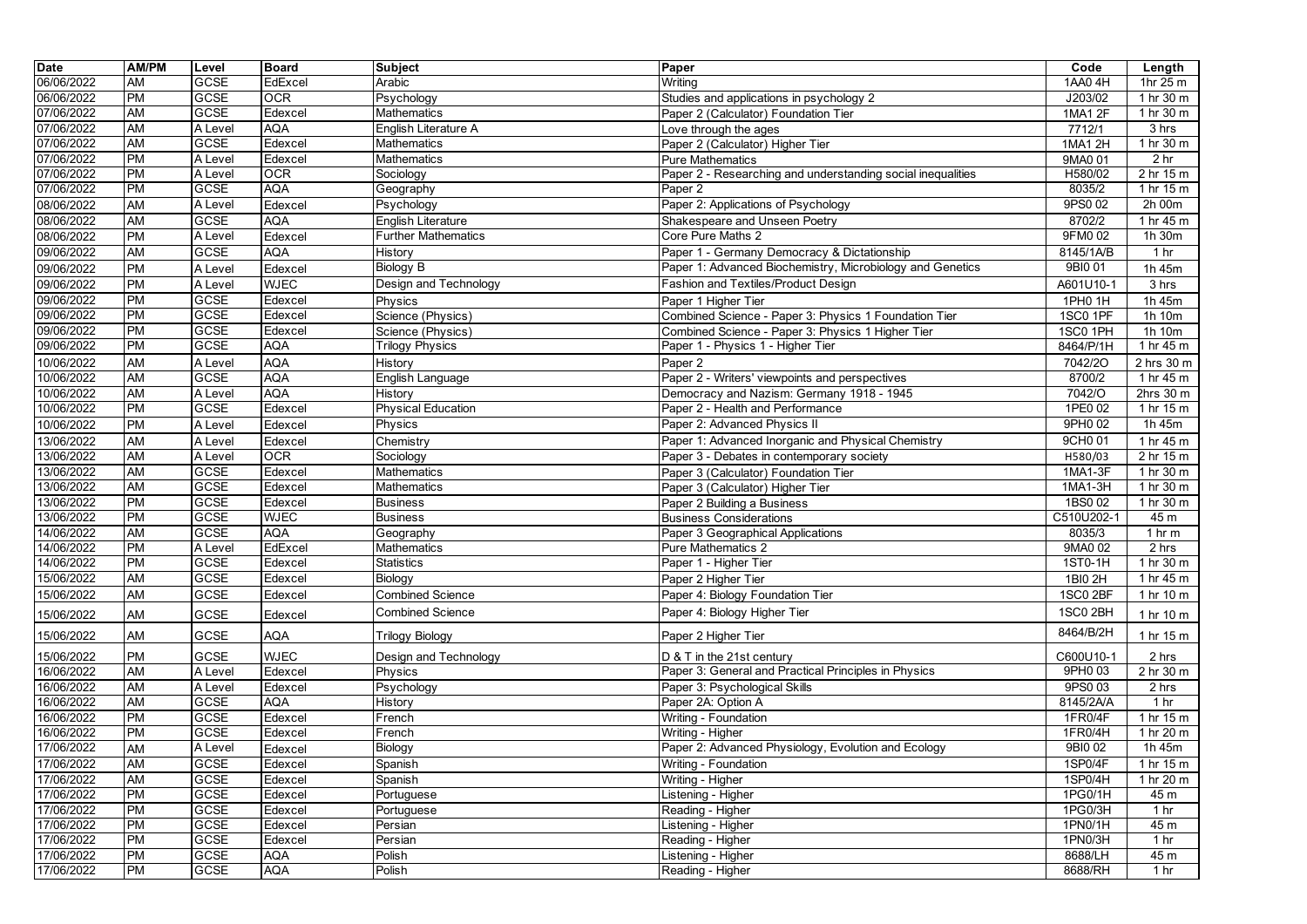| Date | AM/PM | Level | Board | Subject | Paper | Code | Length |
|---|---|---|---|---|---|---|---|
| 06/06/2022 | AM | GCSE | EdExcel | Arabic | Writing | 1AA0 4H | 1hr 25 m |
| 06/06/2022 | PM | GCSE | OCR | Psychology | Studies and applications in psychology 2 | J203/02 | 1 hr 30 m |
| 07/06/2022 | AM | GCSE | Edexcel | Mathematics | Paper 2 (Calculator) Foundation Tier | 1MA1 2F | 1 hr 30 m |
| 07/06/2022 | AM | A Level | AQA | English Literature A | Love through the ages | 7712/1 | 3 hrs |
| 07/06/2022 | AM | GCSE | Edexcel | Mathematics | Paper 2 (Calculator) Higher Tier | 1MA1 2H | 1 hr 30 m |
| 07/06/2022 | PM | A Level | Edexcel | Mathematics | Pure Mathematics | 9MA0 01 | 2 hr |
| 07/06/2022 | PM | A Level | OCR | Sociology | Paper 2 - Researching and understanding social inequalities | H580/02 | 2 hr 15 m |
| 07/06/2022 | PM | GCSE | AQA | Geography | Paper 2 | 8035/2 | 1 hr 15 m |
| 08/06/2022 | AM | A Level | Edexcel | Psychology | Paper 2: Applications of Psychology | 9PS0 02 | 2h 00m |
| 08/06/2022 | AM | GCSE | AQA | English Literature | Shakespeare and Unseen Poetry | 8702/2 | 1 hr 45 m |
| 08/06/2022 | PM | A Level | Edexcel | Further Mathematics | Core Pure Maths 2 | 9FM0 02 | 1h 30m |
| 09/06/2022 | AM | GCSE | AQA | History | Paper 1 - Germany Democracy & Dictationship | 8145/1A/B | 1 hr |
| 09/06/2022 | PM | A Level | Edexcel | Biology B | Paper 1: Advanced Biochemistry, Microbiology and Genetics | 9BI0 01 | 1h 45m |
| 09/06/2022 | PM | A Level | WJEC | Design and Technology | Fashion and Textiles/Product Design | A601U10-1 | 3 hrs |
| 09/06/2022 | PM | GCSE | Edexcel | Physics | Paper 1 Higher Tier | 1PH0 1H | 1h 45m |
| 09/06/2022 | PM | GCSE | Edexcel | Science (Physics) | Combined Science - Paper 3: Physics 1 Foundation Tier | 1SC0 1PF | 1h 10m |
| 09/06/2022 | PM | GCSE | Edexcel | Science (Physics) | Combined Science - Paper 3: Physics 1 Higher Tier | 1SC0 1PH | 1h 10m |
| 09/06/2022 | PM | GCSE | AQA | Trilogy Physics | Paper 1 - Physics 1 - Higher Tier | 8464/P/1H | 1 hr 45 m |
| 10/06/2022 | AM | A Level | AQA | History | Paper 2 | 7042/2O | 2 hrs 30 m |
| 10/06/2022 | AM | GCSE | AQA | English Language | Paper 2 - Writers' viewpoints and perspectives | 8700/2 | 1 hr 45 m |
| 10/06/2022 | AM | A Level | AQA | History | Democracy and Nazism: Germany 1918 - 1945 | 7042/O | 2hrs 30 m |
| 10/06/2022 | PM | GCSE | Edexcel | Physical Education | Paper 2 - Health and Performance | 1PE0 02 | 1 hr 15 m |
| 10/06/2022 | PM | A Level | Edexcel | Physics | Paper 2: Advanced Physics II | 9PH0 02 | 1h 45m |
| 13/06/2022 | AM | A Level | Edexcel | Chemistry | Paper 1: Advanced Inorganic and Physical Chemistry | 9CH0 01 | 1 hr 45 m |
| 13/06/2022 | AM | A Level | OCR | Sociology | Paper 3 - Debates in contemporary society | H580/03 | 2 hr 15 m |
| 13/06/2022 | AM | GCSE | Edexcel | Mathematics | Paper 3 (Calculator) Foundation Tier | 1MA1-3F | 1 hr 30 m |
| 13/06/2022 | AM | GCSE | Edexcel | Mathematics | Paper 3 (Calculator) Higher Tier | 1MA1-3H | 1 hr 30 m |
| 13/06/2022 | PM | GCSE | Edexcel | Business | Paper 2 Building a Business | 1BS0 02 | 1 hr 30 m |
| 13/06/2022 | PM | GCSE | WJEC | Business | Business Considerations | C510U202-1 | 45 m |
| 14/06/2022 | AM | GCSE | AQA | Geography | Paper 3 Geographical Applications | 8035/3 | 1 hr m |
| 14/06/2022 | PM | A Level | EdExcel | Mathematics | Pure Mathematics 2 | 9MA0 02 | 2 hrs |
| 14/06/2022 | PM | GCSE | Edexcel | Statistics | Paper 1 - Higher Tier | 1ST0-1H | 1 hr 30 m |
| 15/06/2022 | AM | GCSE | Edexcel | Biology | Paper 2 Higher Tier | 1BI0 2H | 1 hr 45 m |
| 15/06/2022 | AM | GCSE | Edexcel | Combined Science | Paper 4: Biology Foundation Tier | 1SC0 2BF | 1 hr 10 m |
| 15/06/2022 | AM | GCSE | Edexcel | Combined Science | Paper 4: Biology Higher Tier | 1SC0 2BH | 1 hr 10 m |
| 15/06/2022 | AM | GCSE | AQA | Trilogy Biology | Paper 2 Higher Tier | 8464/B/2H | 1 hr 15 m |
| 15/06/2022 | PM | GCSE | WJEC | Design and Technology | D & T in the 21st century | C600U10-1 | 2 hrs |
| 16/06/2022 | AM | A Level | Edexcel | Physics | Paper 3: General and Practical Principles in Physics | 9PH0 03 | 2 hr 30 m |
| 16/06/2022 | AM | A Level | Edexcel | Psychology | Paper 3: Psychological Skills | 9PS0 03 | 2 hrs |
| 16/06/2022 | AM | GCSE | AQA | History | Paper 2A: Option A | 8145/2A/A | 1 hr |
| 16/06/2022 | PM | GCSE | Edexcel | French | Writing - Foundation | 1FR0/4F | 1 hr 15 m |
| 16/06/2022 | PM | GCSE | Edexcel | French | Writing - Higher | 1FR0/4H | 1 hr 20 m |
| 17/06/2022 | AM | A Level | Edexcel | Biology | Paper 2: Advanced Physiology, Evolution and Ecology | 9BI0 02 | 1h 45m |
| 17/06/2022 | AM | GCSE | Edexcel | Spanish | Writing - Foundation | 1SP0/4F | 1 hr 15 m |
| 17/06/2022 | AM | GCSE | Edexcel | Spanish | Writing - Higher | 1SP0/4H | 1 hr 20 m |
| 17/06/2022 | PM | GCSE | Edexcel | Portuguese | Listening - Higher | 1PG0/1H | 45 m |
| 17/06/2022 | PM | GCSE | Edexcel | Portuguese | Reading - Higher | 1PG0/3H | 1 hr |
| 17/06/2022 | PM | GCSE | Edexcel | Persian | Listening - Higher | 1PN0/1H | 45 m |
| 17/06/2022 | PM | GCSE | Edexcel | Persian | Reading - Higher | 1PN0/3H | 1 hr |
| 17/06/2022 | PM | GCSE | AQA | Polish | Listening - Higher | 8688/LH | 45 m |
| 17/06/2022 | PM | GCSE | AQA | Polish | Reading - Higher | 8688/RH | 1 hr |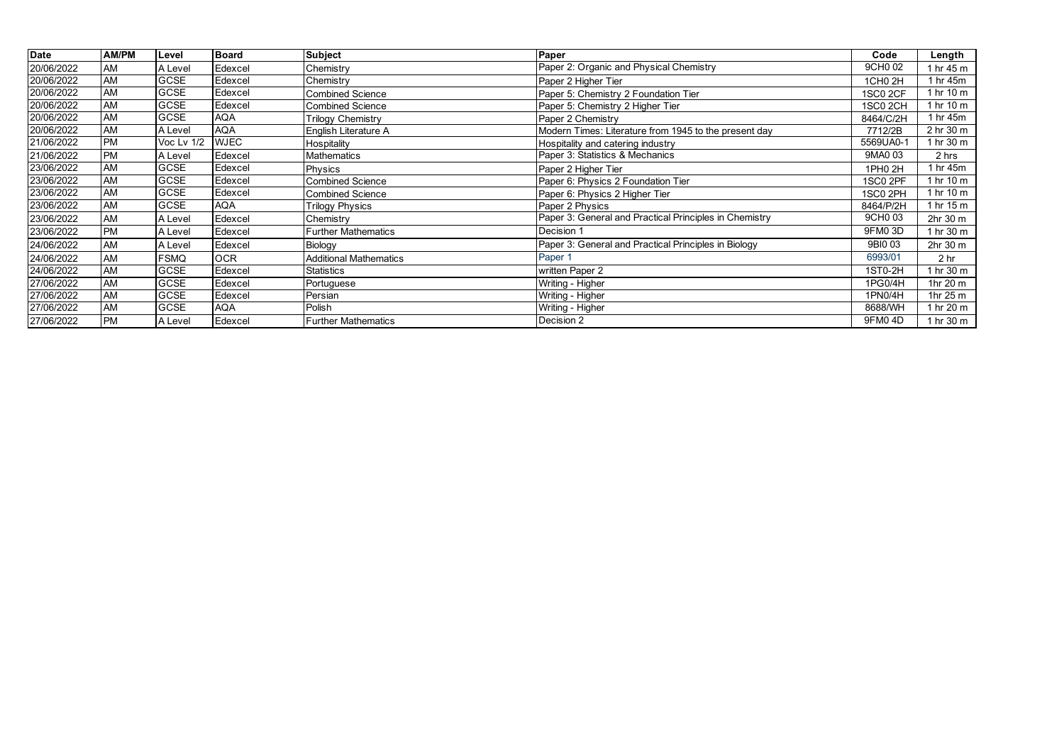| Date | AM/PM | Level | Board | Subject | Paper | Code | Length |
|---|---|---|---|---|---|---|---|
| 20/06/2022 | AM | A Level | Edexcel | Chemistry | Paper 2: Organic and Physical Chemistry | 9CH0 02 | 1 hr 45 m |
| 20/06/2022 | AM | GCSE | Edexcel | Chemistry | Paper 2 Higher Tier | 1CH0 2H | 1 hr 45m |
| 20/06/2022 | AM | GCSE | Edexcel | Combined Science | Paper 5: Chemistry 2 Foundation Tier | 1SC0 2CF | 1 hr 10 m |
| 20/06/2022 | AM | GCSE | Edexcel | Combined Science | Paper 5: Chemistry 2 Higher Tier | 1SC0 2CH | 1 hr 10 m |
| 20/06/2022 | AM | GCSE | AQA | Trilogy Chemistry | Paper 2 Chemistry | 8464/C/2H | 1 hr 45m |
| 20/06/2022 | AM | A Level | AQA | English Literature A | Modern Times: Literature from 1945 to the present day | 7712/2B | 2 hr 30 m |
| 21/06/2022 | PM | Voc Lv 1/2 | WJEC | Hospitality | Hospitality and catering industry | 5569UA0-1 | 1 hr 30 m |
| 21/06/2022 | PM | A Level | Edexcel | Mathematics | Paper 3: Statistics & Mechanics | 9MA0 03 | 2 hrs |
| 23/06/2022 | AM | GCSE | Edexcel | Physics | Paper 2 Higher Tier | 1PH0 2H | 1 hr 45m |
| 23/06/2022 | AM | GCSE | Edexcel | Combined Science | Paper 6: Physics 2 Foundation Tier | 1SC0 2PF | 1 hr 10 m |
| 23/06/2022 | AM | GCSE | Edexcel | Combined Science | Paper 6: Physics 2 Higher Tier | 1SC0 2PH | 1 hr 10 m |
| 23/06/2022 | AM | GCSE | AQA | Trilogy Physics | Paper 2 Physics | 8464/P/2H | 1 hr 15 m |
| 23/06/2022 | AM | A Level | Edexcel | Chemistry | Paper 3: General and Practical Principles in Chemistry | 9CH0 03 | 2hr 30 m |
| 23/06/2022 | PM | A Level | Edexcel | Further Mathematics | Decision 1 | 9FM0 3D | 1 hr 30 m |
| 24/06/2022 | AM | A Level | Edexcel | Biology | Paper 3: General and Practical Principles in Biology | 9BI0 03 | 2hr 30 m |
| 24/06/2022 | AM | FSMQ | OCR | Additional Mathematics | Paper 1 | 6993/01 | 2 hr |
| 24/06/2022 | AM | GCSE | Edexcel | Statistics | written Paper 2 | 1ST0-2H | 1 hr 30 m |
| 27/06/2022 | AM | GCSE | Edexcel | Portuguese | Writing - Higher | 1PG0/4H | 1hr 20 m |
| 27/06/2022 | AM | GCSE | Edexcel | Persian | Writing - Higher | 1PN0/4H | 1hr 25 m |
| 27/06/2022 | AM | GCSE | AQA | Polish | Writing - Higher | 8688/WH | 1 hr 20 m |
| 27/06/2022 | PM | A Level | Edexcel | Further Mathematics | Decision 2 | 9FM0 4D | 1 hr 30 m |